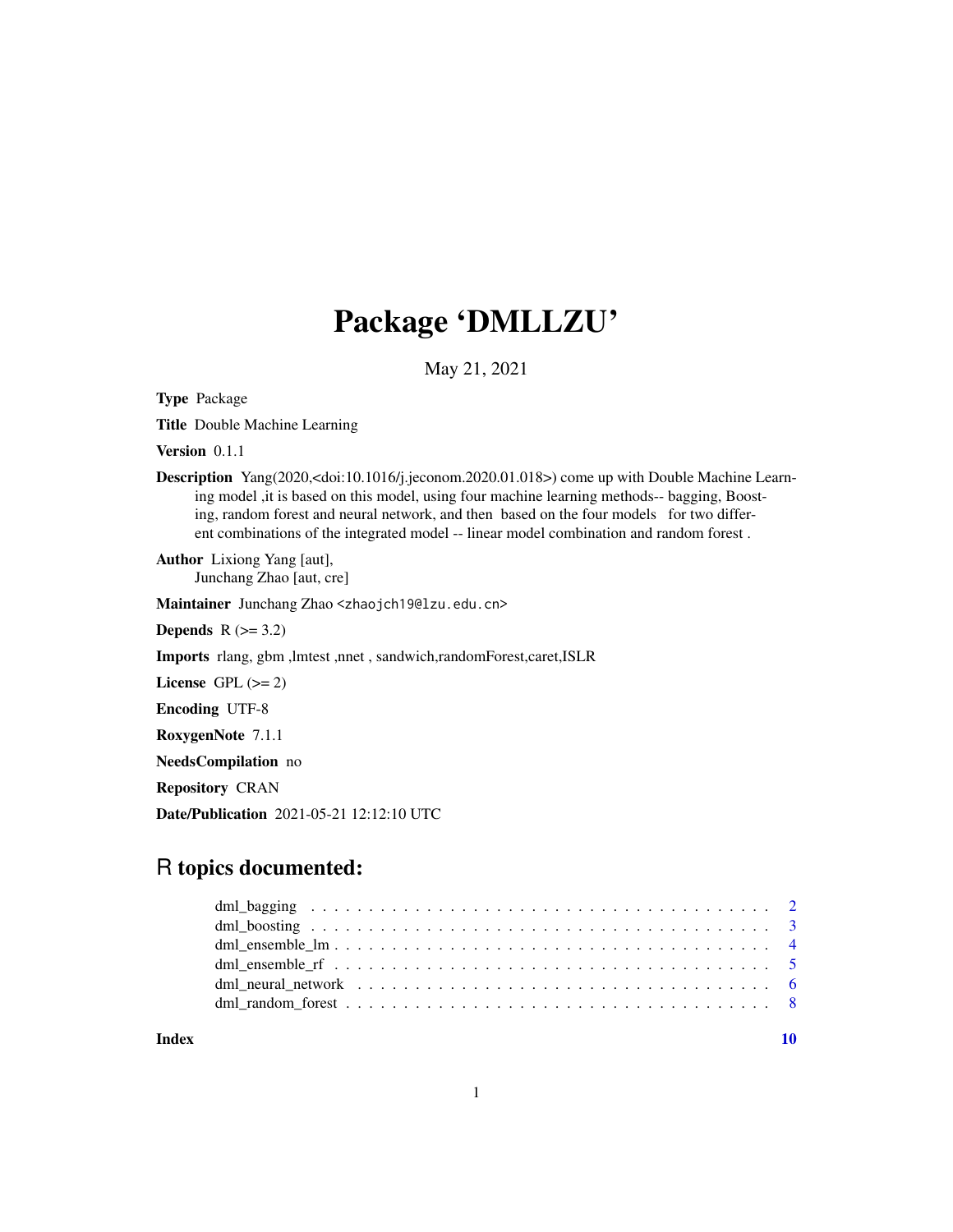# Package 'DMLLZU'

May 21, 2021

**Type** Package

**Title** Double Machine Learning

**Version** 0.1.1

**Description** Yang(2020,<doi:10.1016/j.jeconom.2020.01.018>) come up with Double Machine Learning model ,it is based on this model, using four machine learning methods-- bagging, Boosting, random forest and neural network, and then based on the four models for two different combinations of the integrated model -- linear model combination and random forest .

**Author** Lixiong Yang [aut],
Junchang Zhao [aut, cre]

**Maintainer** Junchang Zhao <zhaojch19@lzu.edu.cn>

**Depends** R (>= 3.2)

**Imports** rlang, gbm ,lmtest ,nnet , sandwich,randomForest,caret,ISLR

**License** GPL (>= 2)

**Encoding** UTF-8

**RoxygenNote** 7.1.1

**NeedsCompilation** no

**Repository** CRAN

**Date/Publication** 2021-05-21 12:12:10 UTC

## R topics documented:

| | |
|---|---|
| dml_bagging | 2 |
| dml_boosting | 3 |
| dml_ensemble_lm | 4 |
| dml_ensemble_rf | 5 |
| dml_neural_network | 6 |
| dml_random_forest | 8 |
| **Index** | **10** |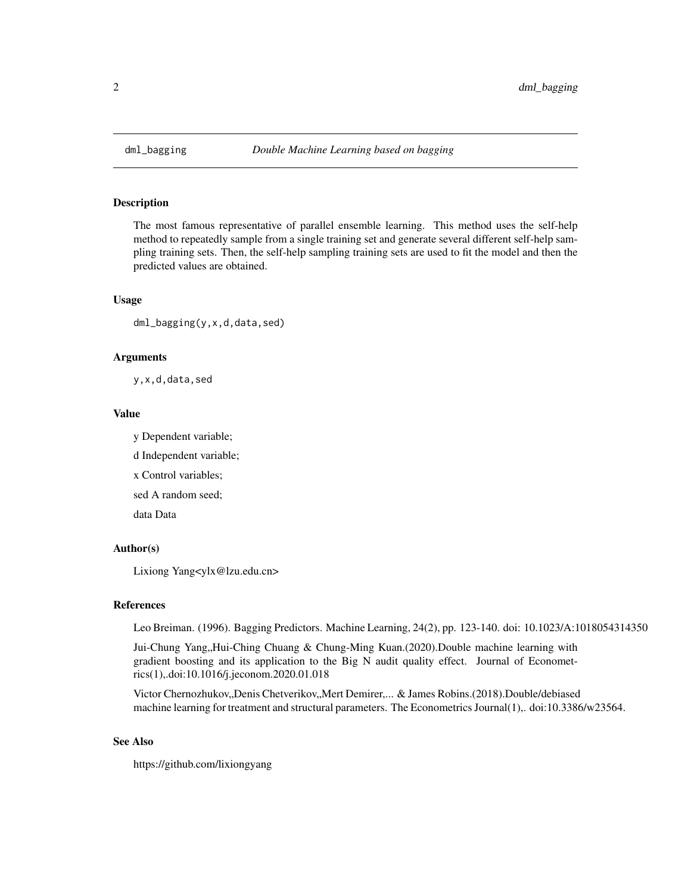dml_bagging *Double Machine Learning based on bagging*

## Description

The most famous representative of parallel ensemble learning. This method uses the self-help method to repeatedly sample from a single training set and generate several different self-help sampling training sets. Then, the self-help sampling training sets are used to fit the model and then the predicted values are obtained.

## Usage

```
dml_bagging(y,x,d,data,sed)
```

## Arguments

y,x,d,data,sed

## Value

y Dependent variable;

d Independent variable;

x Control variables;

sed A random seed;

data Data

## Author(s)

Lixiong Yang<ylx@lzu.edu.cn>

## References

Leo Breiman. (1996). Bagging Predictors. Machine Learning, 24(2), pp. 123-140. doi: 10.1023/A:1018054314350

Jui-Chung Yang,,Hui-Ching Chuang & Chung-Ming Kuan.(2020).Double machine learning with gradient boosting and its application to the Big N audit quality effect. Journal of Econometrics(1),.doi:10.1016/j.jeconom.2020.01.018

Victor Chernozhukov,,Denis Chetverikov,,Mert Demirer,... & James Robins.(2018).Double/debiased machine learning for treatment and structural parameters. The Econometrics Journal(1),. doi:10.3386/w23564.

## See Also

https://github.com/lixiongyang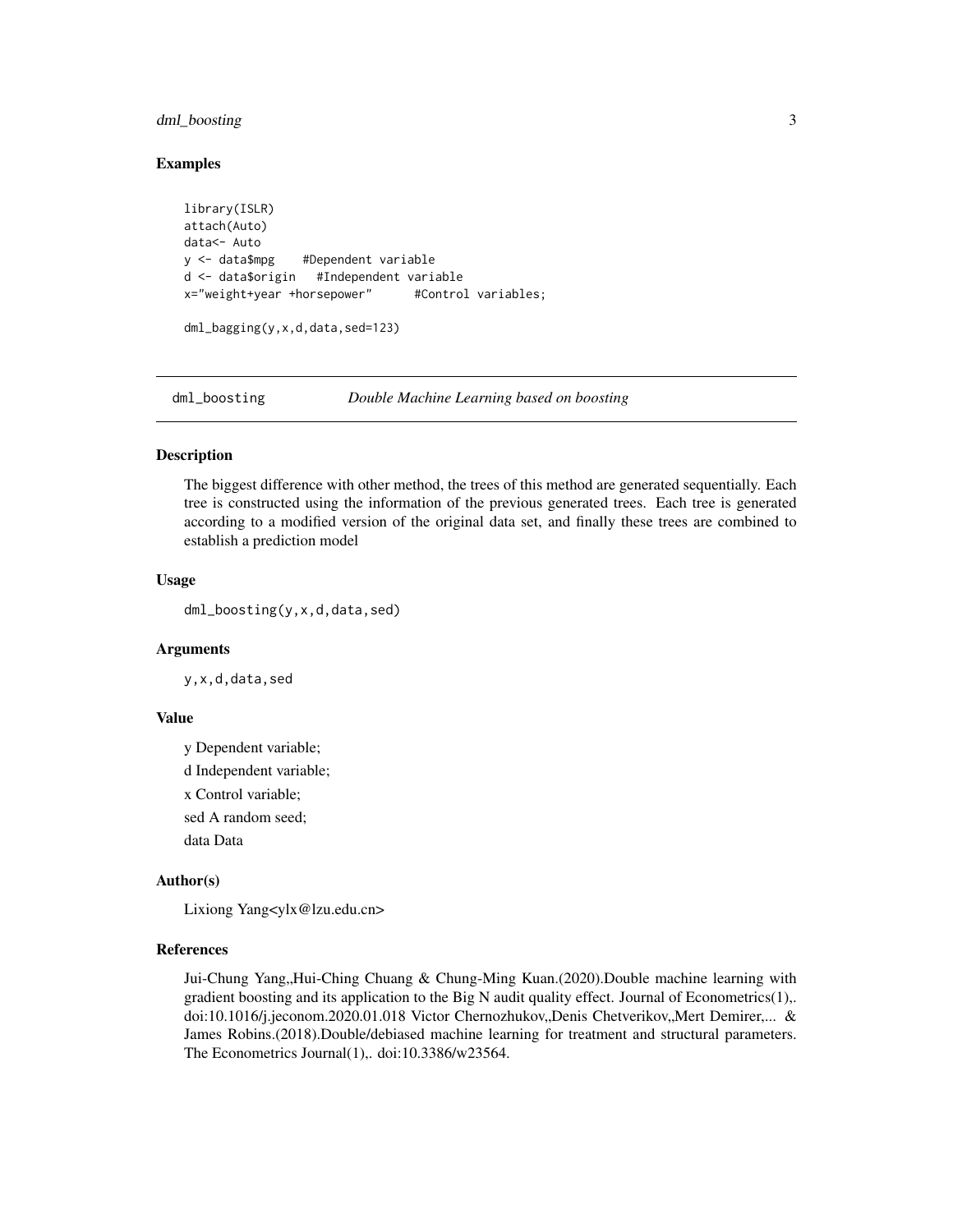### Examples

```
library(ISLR)
attach(Auto)
data<- Auto
y <- data$mpg    #Dependent variable
d <- data$origin   #Independent variable
x="weight+year +horsepower"      #Control variables;

dml_bagging(y,x,d,data,sed=123)
```

---

## dml_boosting — *Double Machine Learning based on boosting*

---

### Description

The biggest difference with other method, the trees of this method are generated sequentially. Each tree is constructed using the information of the previous generated trees. Each tree is generated according to a modified version of the original data set, and finally these trees are combined to establish a prediction model

### Usage

```
dml_boosting(y,x,d,data,sed)
```

### Arguments

`y,x,d,data,sed`

### Value

y Dependent variable;

d Independent variable;

x Control variable;

sed A random seed;

data Data

### Author(s)

Lixiong Yang<ylx@lzu.edu.cn>

### References

Jui-Chung Yang,,Hui-Ching Chuang & Chung-Ming Kuan.(2020).Double machine learning with gradient boosting and its application to the Big N audit quality effect. Journal of Econometrics(1),. doi:10.1016/j.jeconom.2020.01.018 Victor Chernozhukov,,Denis Chetverikov,,Mert Demirer,... & James Robins.(2018).Double/debiased machine learning for treatment and structural parameters. The Econometrics Journal(1),. doi:10.3386/w23564.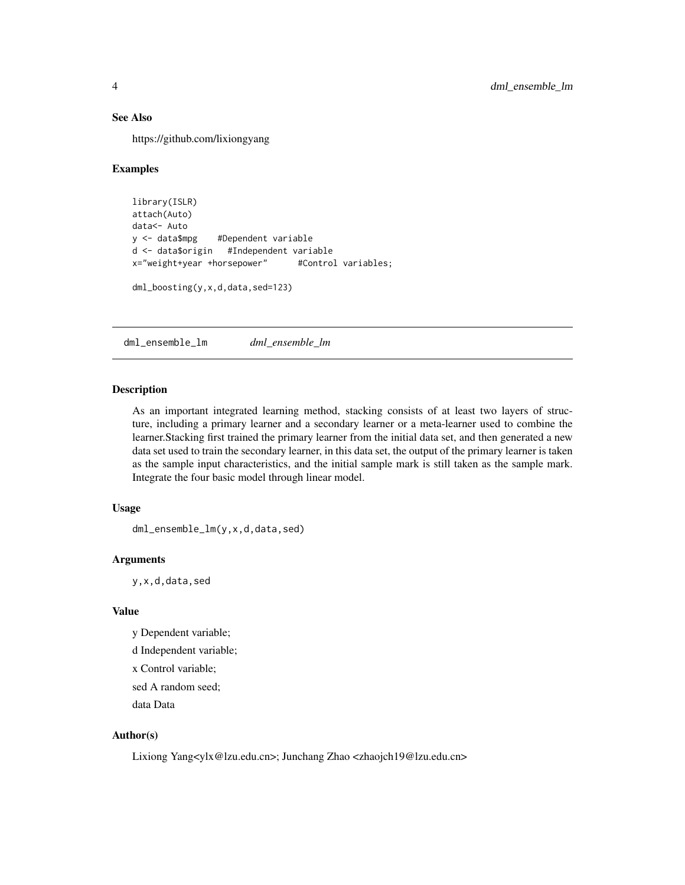### See Also

https://github.com/lixiongyang

### Examples

```
library(ISLR)
attach(Auto)
data<- Auto
y <- data$mpg    #Dependent variable
d <- data$origin   #Independent variable
x="weight+year +horsepower"      #Control variables;

dml_boosting(y,x,d,data,sed=123)
```

---

## dml_ensemble_lm *dml_ensemble_lm*

---

### Description

As an important integrated learning method, stacking consists of at least two layers of structure, including a primary learner and a secondary learner or a meta-learner used to combine the learner.Stacking first trained the primary learner from the initial data set, and then generated a new data set used to train the secondary learner, in this data set, the output of the primary learner is taken as the sample input characteristics, and the initial sample mark is still taken as the sample mark. Integrate the four basic model through linear model.

### Usage

```
dml_ensemble_lm(y,x,d,data,sed)
```

### Arguments

y,x,d,data,sed

### Value

y Dependent variable;

d Independent variable;

x Control variable;

sed A random seed;

data Data

### Author(s)

Lixiong Yang<ylx@lzu.edu.cn>; Junchang Zhao <zhaojch19@lzu.edu.cn>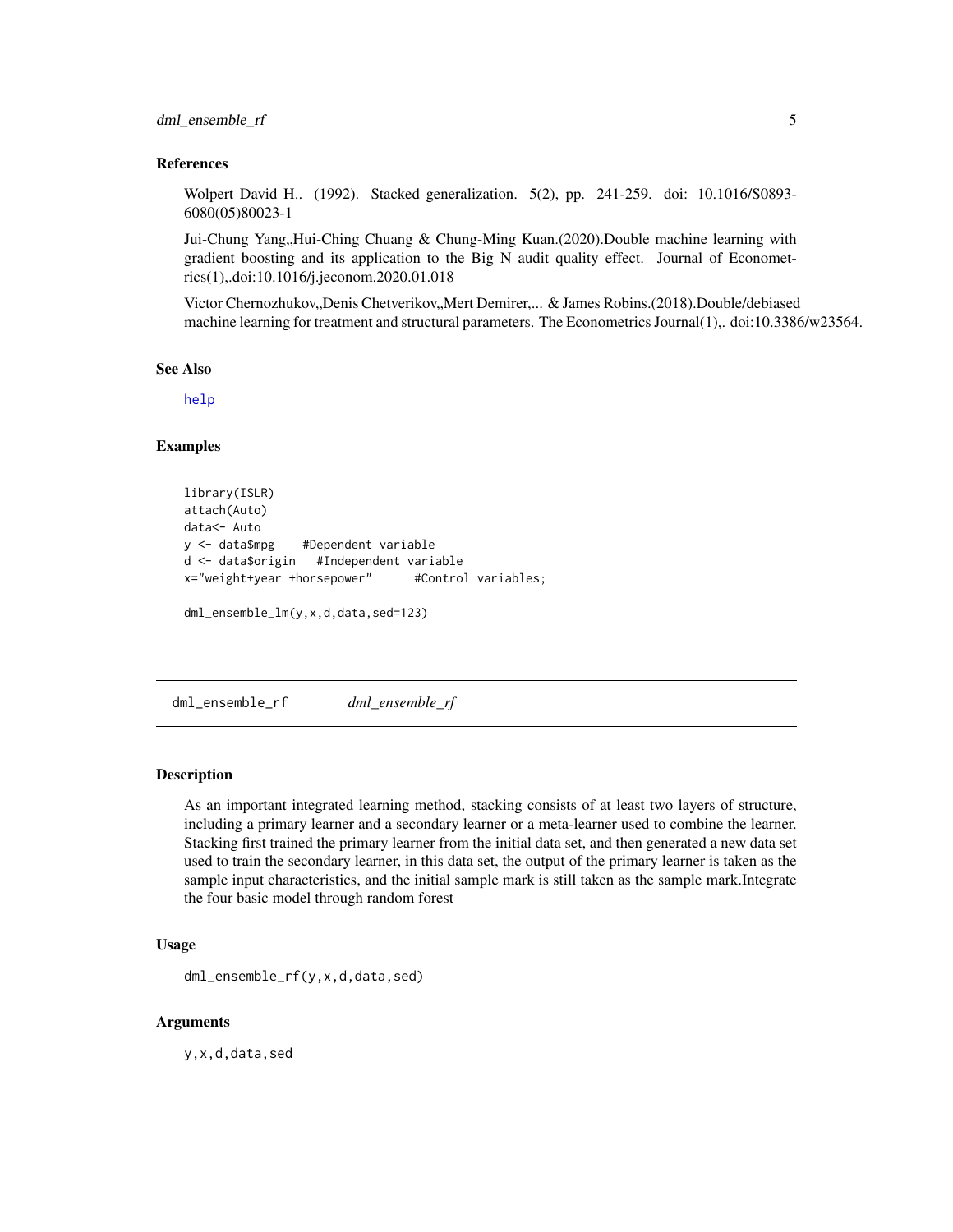### References

Wolpert David H.. (1992). Stacked generalization. 5(2), pp. 241-259. doi: 10.1016/S0893-6080(05)80023-1

Jui-Chung Yang,,Hui-Ching Chuang & Chung-Ming Kuan.(2020).Double machine learning with gradient boosting and its application to the Big N audit quality effect. Journal of Econometrics(1),.doi:10.1016/j.jeconom.2020.01.018

Victor Chernozhukov,,Denis Chetverikov,,Mert Demirer,... & James Robins.(2018).Double/debiased machine learning for treatment and structural parameters. The Econometrics Journal(1),. doi:10.3386/w23564.

### See Also

help

### Examples

```
library(ISLR)
attach(Auto)
data<- Auto
y <- data$mpg    #Dependent variable
d <- data$origin   #Independent variable
x="weight+year +horsepower"      #Control variables;

dml_ensemble_lm(y,x,d,data,sed=123)
```

---

## dml_ensemble_rf    *dml_ensemble_rf*

### Description

As an important integrated learning method, stacking consists of at least two layers of structure, including a primary learner and a secondary learner or a meta-learner used to combine the learner. Stacking first trained the primary learner from the initial data set, and then generated a new data set used to train the secondary learner, in this data set, the output of the primary learner is taken as the sample input characteristics, and the initial sample mark is still taken as the sample mark.Integrate the four basic model through random forest

### Usage

```
dml_ensemble_rf(y,x,d,data,sed)
```

### Arguments

y,x,d,data,sed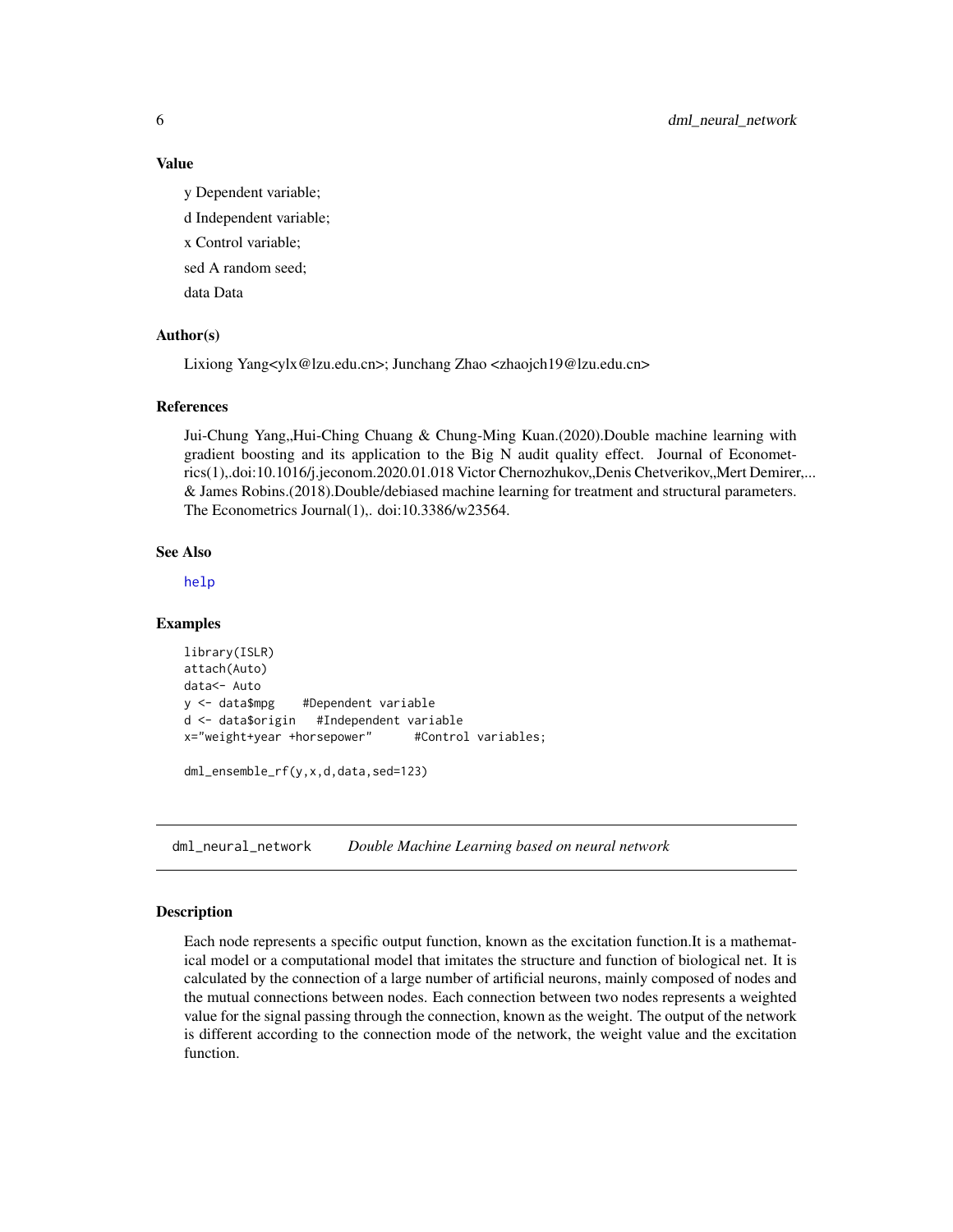### Value

y Dependent variable;

d Independent variable;

x Control variable;

sed A random seed;

data Data

### Author(s)

Lixiong Yang<ylx@lzu.edu.cn>; Junchang Zhao <zhaojch19@lzu.edu.cn>

### References

Jui-Chung Yang,,Hui-Ching Chuang & Chung-Ming Kuan.(2020).Double machine learning with gradient boosting and its application to the Big N audit quality effect. Journal of Econometrics(1),.doi:10.1016/j.jeconom.2020.01.018 Victor Chernozhukov,,Denis Chetverikov,,Mert Demirer,... & James Robins.(2018).Double/debiased machine learning for treatment and structural parameters. The Econometrics Journal(1),. doi:10.3386/w23564.

### See Also

help

### Examples

```
library(ISLR)
attach(Auto)
data<- Auto
y <- data$mpg    #Dependent variable
d <- data$origin   #Independent variable
x="weight+year +horsepower"      #Control variables;

dml_ensemble_rf(y,x,d,data,sed=123)
```

---

## dml_neural_network *Double Machine Learning based on neural network*

### Description

Each node represents a specific output function, known as the excitation function.It is a mathematical model or a computational model that imitates the structure and function of biological net. It is calculated by the connection of a large number of artificial neurons, mainly composed of nodes and the mutual connections between nodes. Each connection between two nodes represents a weighted value for the signal passing through the connection, known as the weight. The output of the network is different according to the connection mode of the network, the weight value and the excitation function.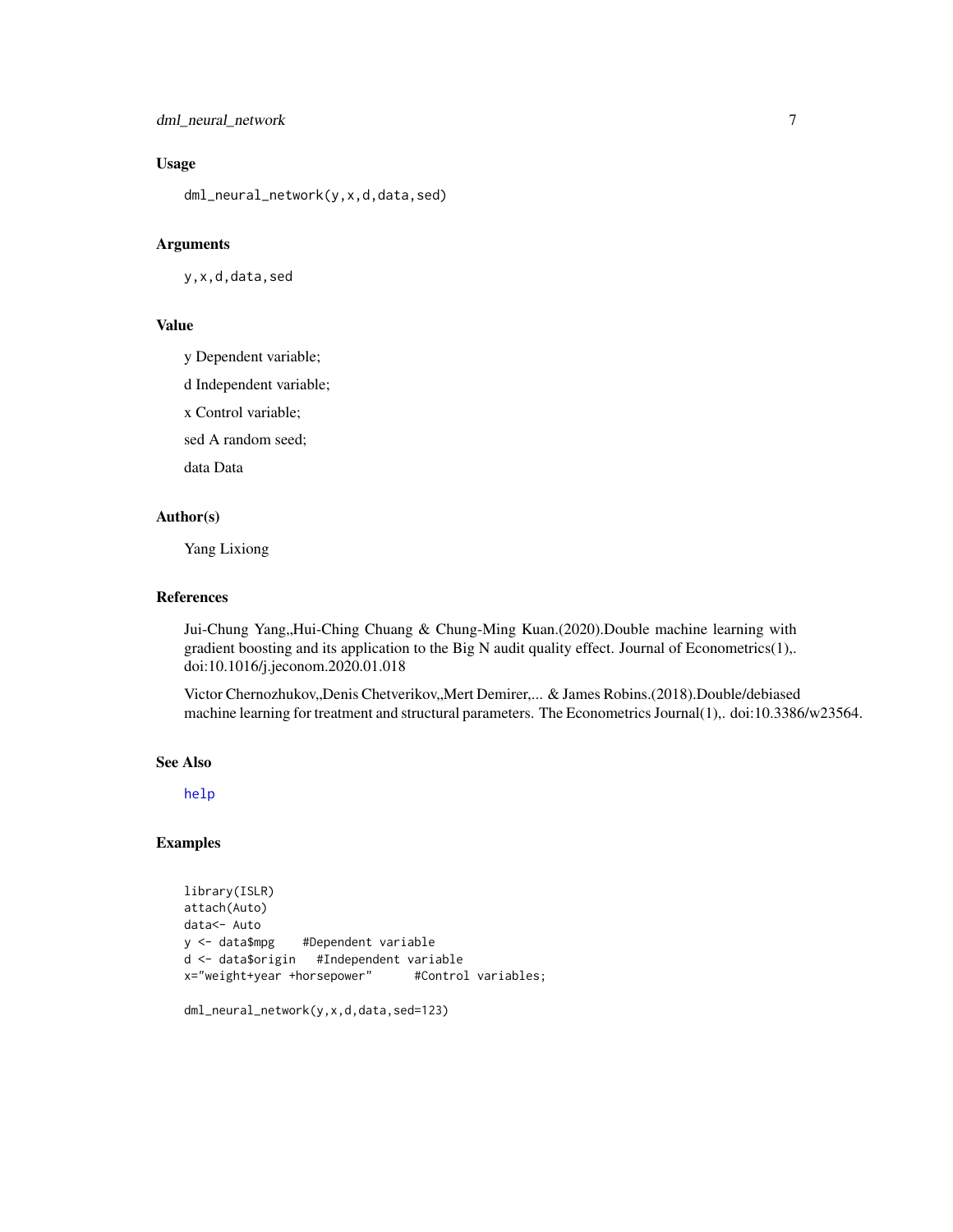### Usage

```
dml_neural_network(y,x,d,data,sed)
```

### Arguments

```
y,x,d,data,sed
```

### Value

y Dependent variable;

d Independent variable;

x Control variable;

sed A random seed;

data Data

### Author(s)

Yang Lixiong

### References

Jui-Chung Yang,,Hui-Ching Chuang & Chung-Ming Kuan.(2020).Double machine learning with gradient boosting and its application to the Big N audit quality effect. Journal of Econometrics(1),. doi:10.1016/j.jeconom.2020.01.018

Victor Chernozhukov,,Denis Chetverikov,,Mert Demirer,... & James Robins.(2018).Double/debiased machine learning for treatment and structural parameters. The Econometrics Journal(1),. doi:10.3386/w23564.

### See Also

help

### Examples

```
library(ISLR)
attach(Auto)
data<- Auto
y <- data$mpg    #Dependent variable
d <- data$origin   #Independent variable
x="weight+year +horsepower"      #Control variables;

dml_neural_network(y,x,d,data,sed=123)
```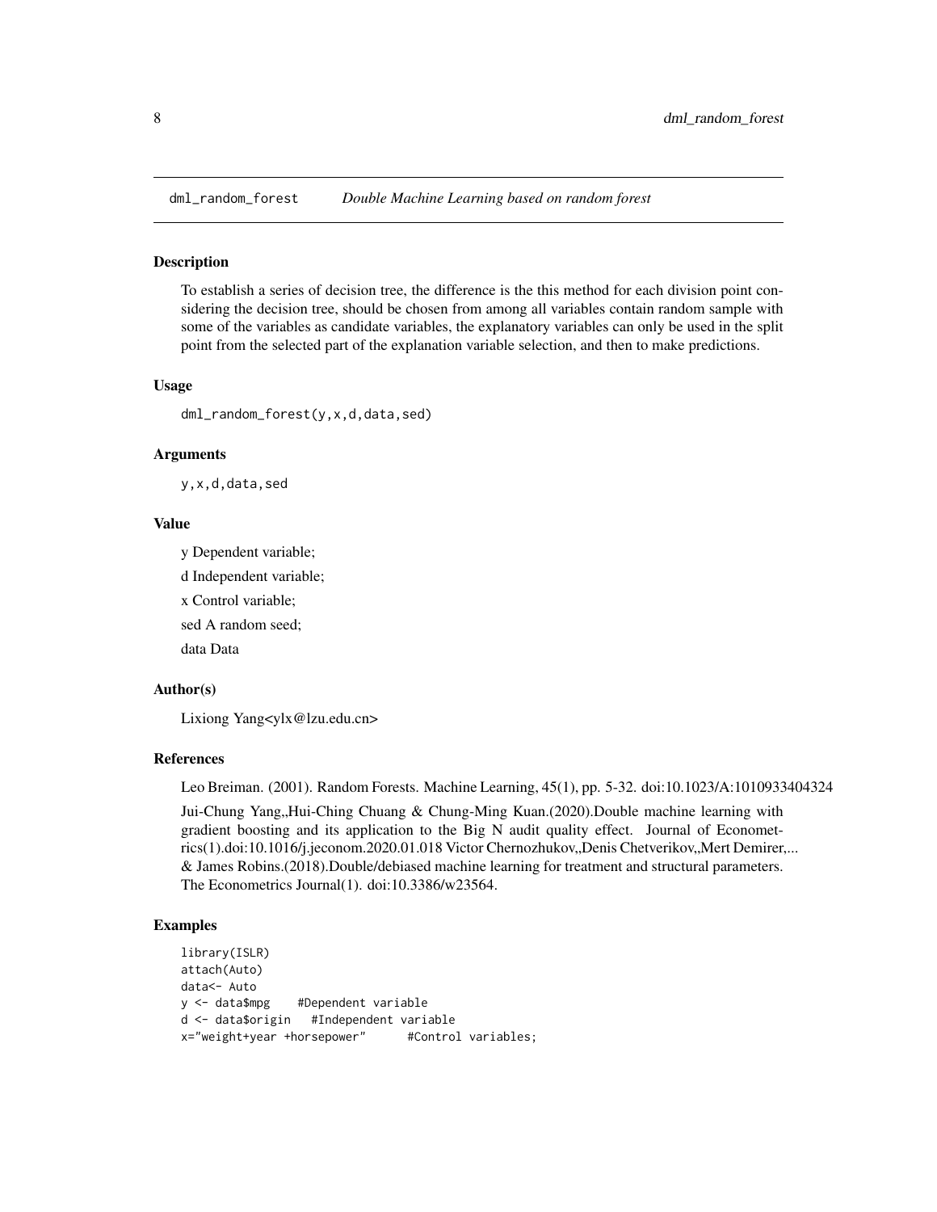`dml_random_forest` *Double Machine Learning based on random forest*

## Description

To establish a series of decision tree, the difference is the this method for each division point considering the decision tree, should be chosen from among all variables contain random sample with some of the variables as candidate variables, the explanatory variables can only be used in the split point from the selected part of the explanation variable selection, and then to make predictions.

## Usage

```
dml_random_forest(y,x,d,data,sed)
```

## Arguments

`y,x,d,data,sed`

## Value

y Dependent variable;

d Independent variable;

x Control variable;

sed A random seed;

data Data

## Author(s)

Lixiong Yang<ylx@lzu.edu.cn>

## References

Leo Breiman. (2001). Random Forests. Machine Learning, 45(1), pp. 5-32. doi:10.1023/A:1010933404324

Jui-Chung Yang,,Hui-Ching Chuang & Chung-Ming Kuan.(2020).Double machine learning with gradient boosting and its application to the Big N audit quality effect. Journal of Econometrics(1).doi:10.1016/j.jeconom.2020.01.018 Victor Chernozhukov,,Denis Chetverikov,,Mert Demirer,... & James Robins.(2018).Double/debiased machine learning for treatment and structural parameters. The Econometrics Journal(1). doi:10.3386/w23564.

## Examples

```
library(ISLR)
attach(Auto)
data<- Auto
y <- data$mpg    #Dependent variable
d <- data$origin   #Independent variable
x="weight+year +horsepower"      #Control variables;
```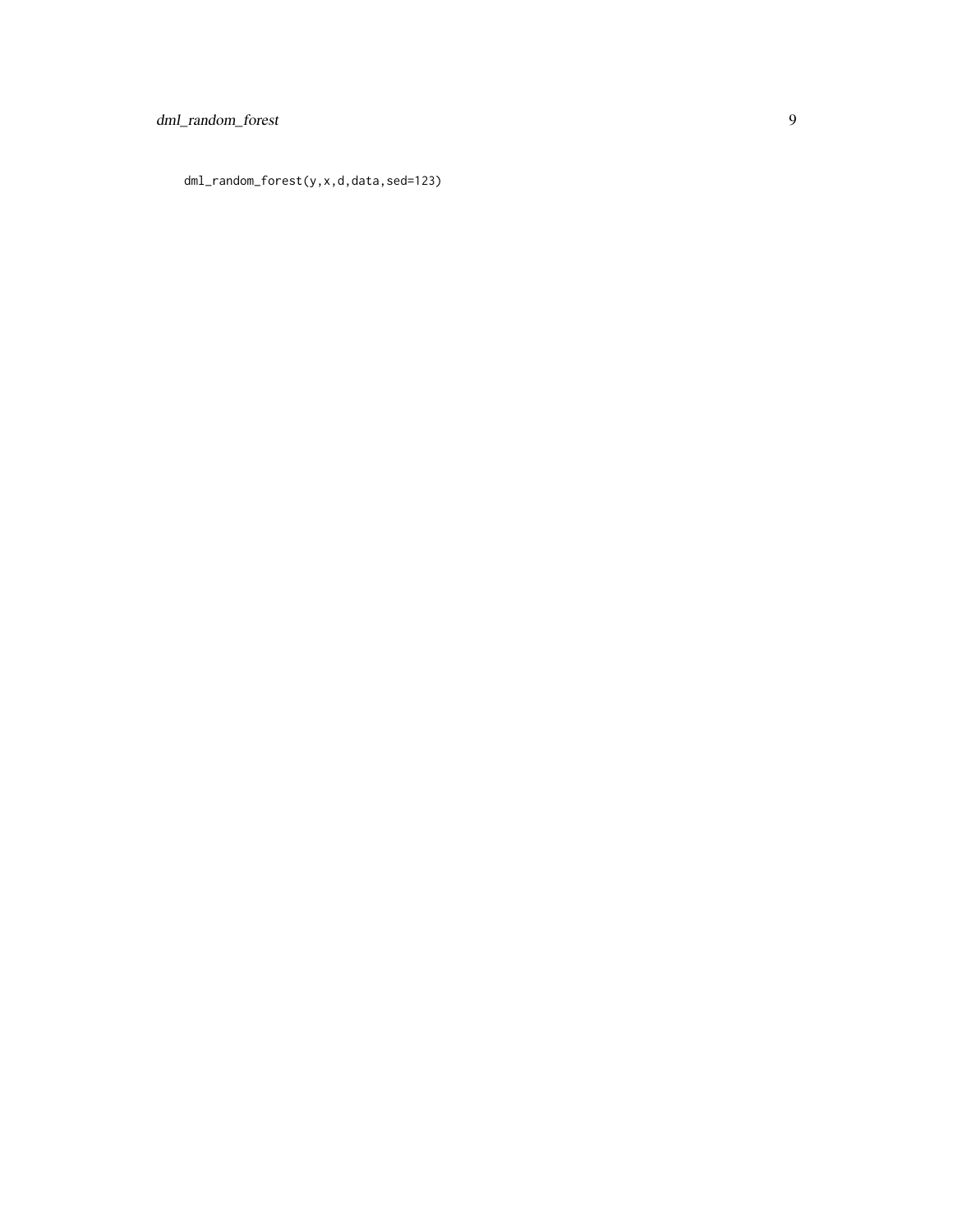```
dml_random_forest(y,x,d,data,sed=123)
```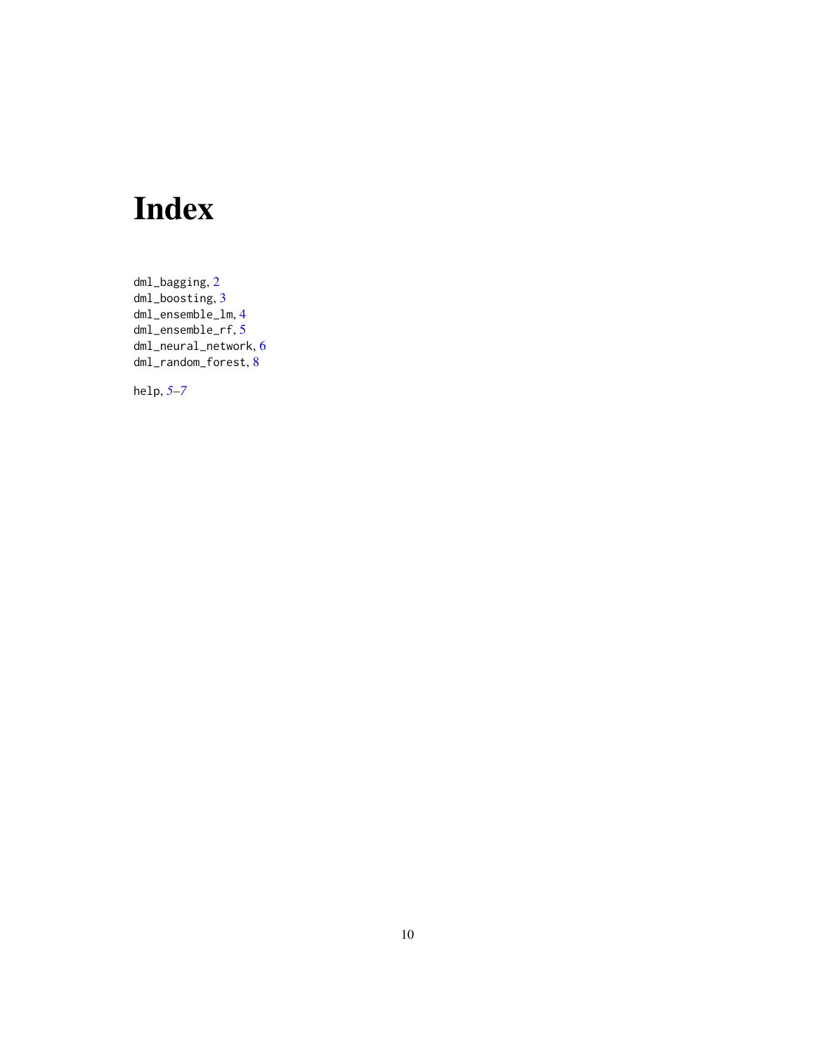# Index

dml_bagging, 2
dml_boosting, 3
dml_ensemble_lm, 4
dml_ensemble_rf, 5
dml_neural_network, 6
dml_random_forest, 8

help, *5–7*